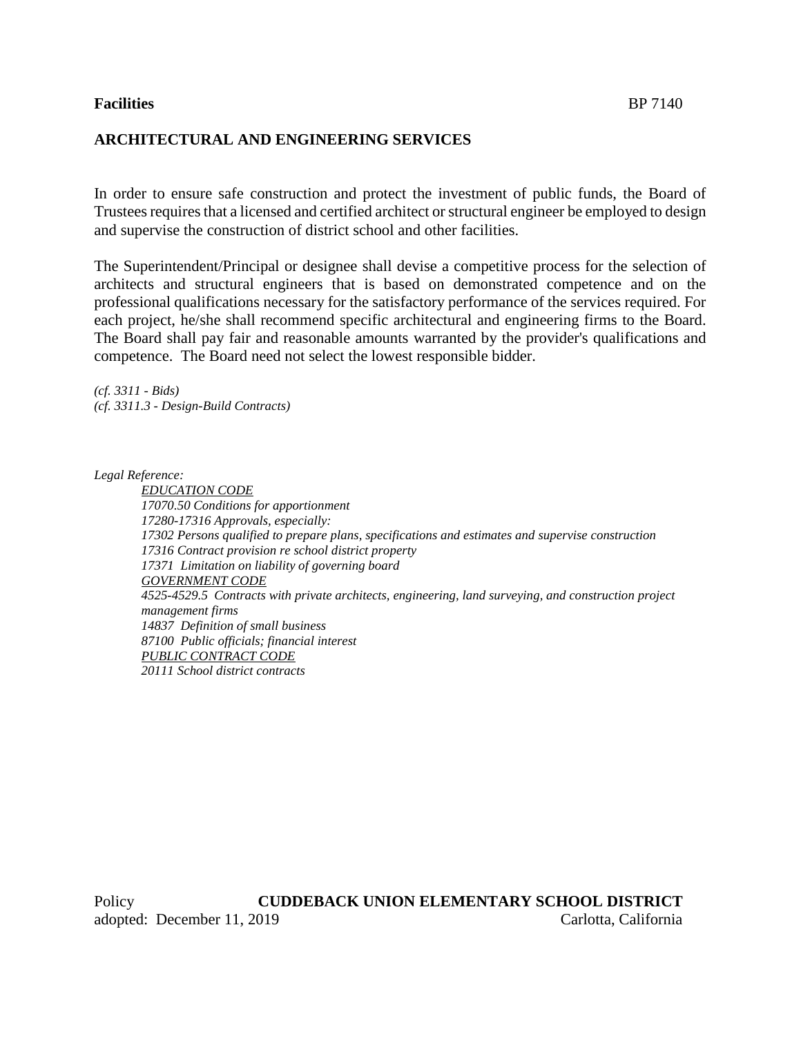**Facilities** BP 7140

## ARCHITECTURAL AND ENGINEERING SERVICES

In order to ensure safe construction and protect the investment of public funds, the Board of Trustees requires that a licensed and certified architect or structural engineer be employed to design and supervise the construction of district school and other facilities.

The Superintendent/Principal or designee shall devise a competitive process for the selection of architects and structural engineers that is based on demonstrated competence and on the professional qualifications necessary for the satisfactory performance of the services required. For each project, he/she shall recommend specific architectural and engineering firms to the Board. The Board shall pay fair and reasonable amounts warranted by the provider's qualifications and competence. The Board need not select the lowest responsible bidder.

*(cf. 3311 - Bids)*
*(cf. 3311.3 - Design-Build Contracts)*

*Legal Reference:*

*EDUCATION CODE*
*17070.50 Conditions for apportionment*
*17280-17316 Approvals, especially:*
*17302 Persons qualified to prepare plans, specifications and estimates and supervise construction*
*17316 Contract provision re school district property*
*17371 Limitation on liability of governing board*
*GOVERNMENT CODE*
*4525-4529.5 Contracts with private architects, engineering, land surveying, and construction project management firms*
*14837 Definition of small business*
*87100 Public officials; financial interest*
*PUBLIC CONTRACT CODE*
*20111 School district contracts*

Policy **CUDDEBACK UNION ELEMENTARY SCHOOL DISTRICT**
adopted: December 11, 2019 Carlotta, California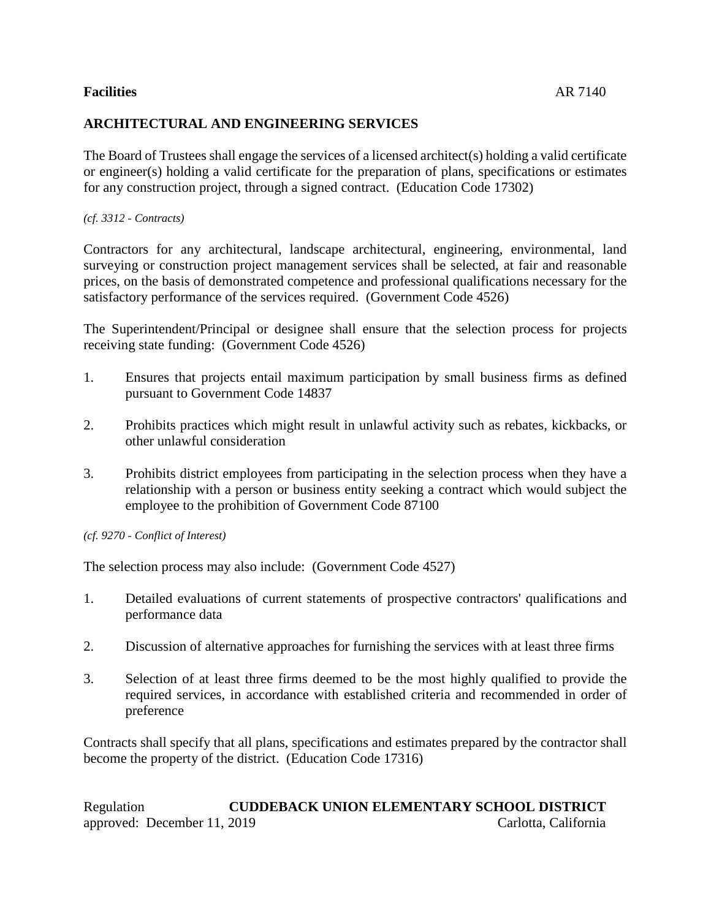**Facilities** AR 7140

## ARCHITECTURAL AND ENGINEERING SERVICES

The Board of Trustees shall engage the services of a licensed architect(s) holding a valid certificate or engineer(s) holding a valid certificate for the preparation of plans, specifications or estimates for any construction project, through a signed contract. (Education Code 17302)

*(cf. 3312 - Contracts)*

Contractors for any architectural, landscape architectural, engineering, environmental, land surveying or construction project management services shall be selected, at fair and reasonable prices, on the basis of demonstrated competence and professional qualifications necessary for the satisfactory performance of the services required. (Government Code 4526)

The Superintendent/Principal or designee shall ensure that the selection process for projects receiving state funding: (Government Code 4526)

1. Ensures that projects entail maximum participation by small business firms as defined pursuant to Government Code 14837

2. Prohibits practices which might result in unlawful activity such as rebates, kickbacks, or other unlawful consideration

3. Prohibits district employees from participating in the selection process when they have a relationship with a person or business entity seeking a contract which would subject the employee to the prohibition of Government Code 87100

*(cf. 9270 - Conflict of Interest)*

The selection process may also include: (Government Code 4527)

1. Detailed evaluations of current statements of prospective contractors' qualifications and performance data

2. Discussion of alternative approaches for furnishing the services with at least three firms

3. Selection of at least three firms deemed to be the most highly qualified to provide the required services, in accordance with established criteria and recommended in order of preference

Contracts shall specify that all plans, specifications and estimates prepared by the contractor shall become the property of the district. (Education Code 17316)

Regulation **CUDDEBACK UNION ELEMENTARY SCHOOL DISTRICT**
approved: December 11, 2019 Carlotta, California